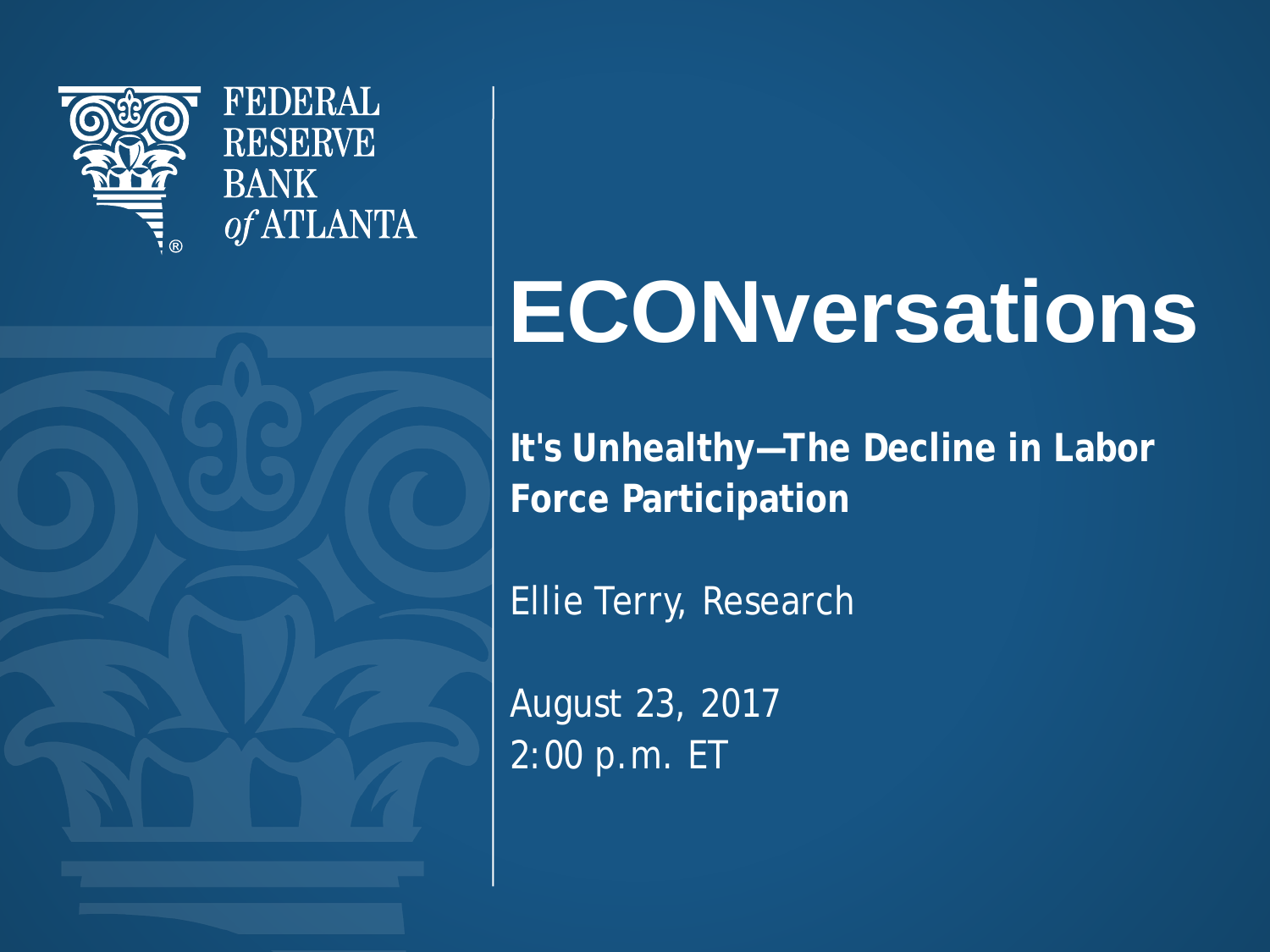FEDERAL RESERVE BANK *of* ATLANTA

# ECONversations

**It's Unhealthy—The Decline in Labor Force Participation**

Ellie Terry, Research

August 23, 2017
2:00 p.m. ET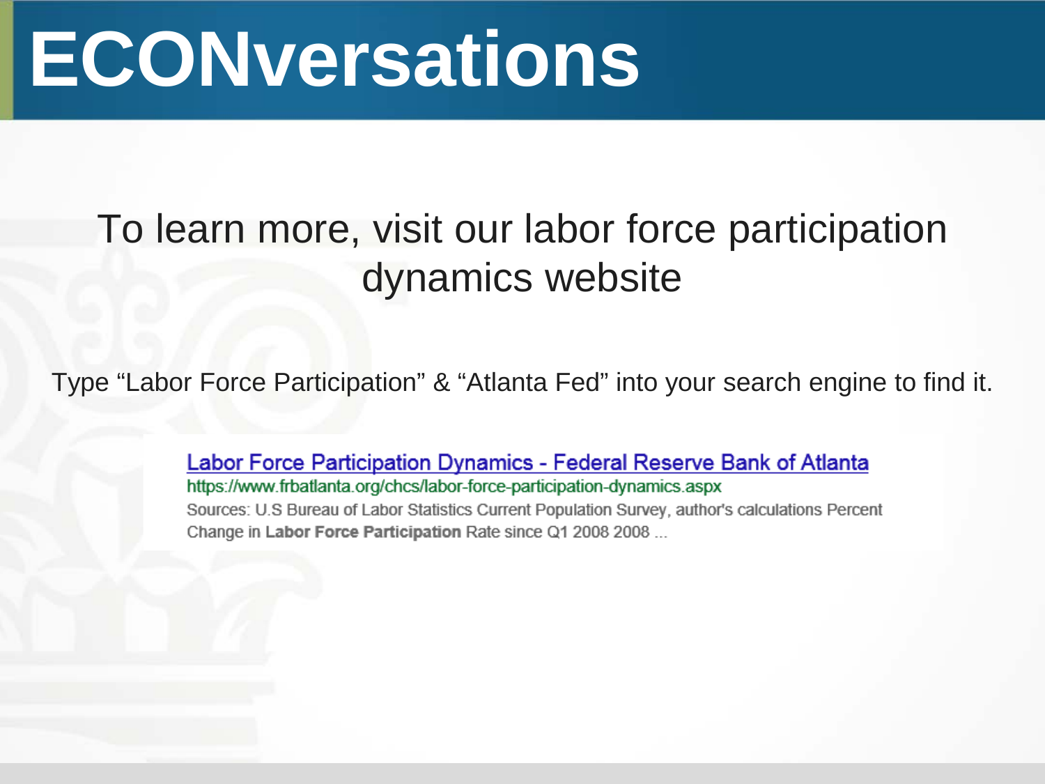# ECONversations

## To learn more, visit our labor force participation dynamics website

Type "Labor Force Participation" & "Atlanta Fed" into your search engine to find it.

Labor Force Participation Dynamics - Federal Reserve Bank of Atlanta
https://www.frbatlanta.org/chcs/labor-force-participation-dynamics.aspx
Sources: U.S Bureau of Labor Statistics Current Population Survey, author's calculations Percent Change in **Labor Force Participation** Rate since Q1 2008 2008 ...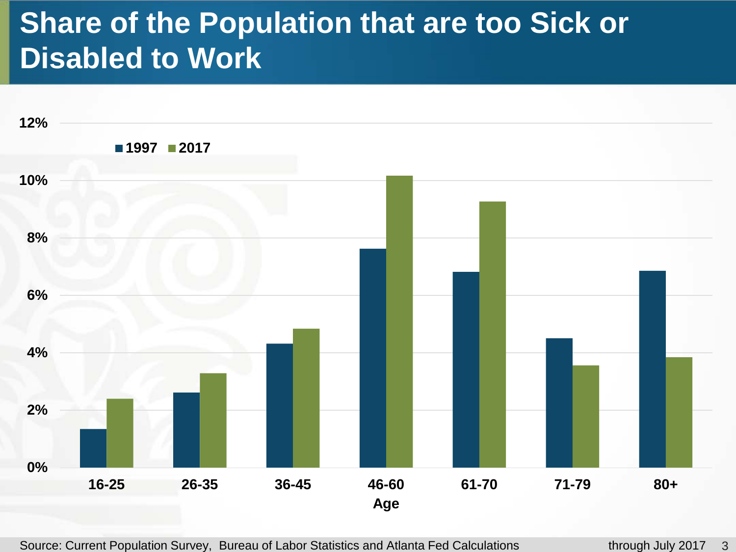# Share of the Population that are too Sick or Disabled to Work

12%
10%
8%
6%
4%
2%
0%

1997 2017

16-25 26-35 36-45 46-60 61-70 71-79 80+

Age

Source: Current Population Survey, Bureau of Labor Statistics and Atlanta Fed Calculations

through July 2017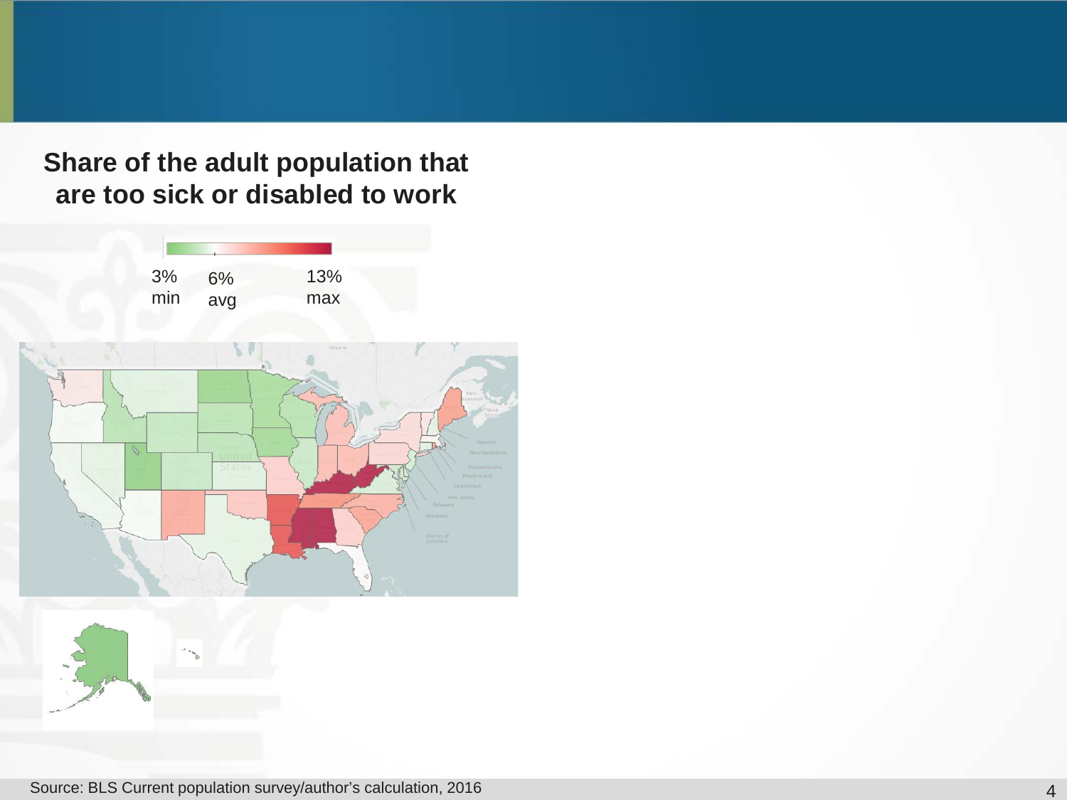## Share of the adult population that are too sick or disabled to work

3% min | 6% avg | 13% max

Source: BLS Current population survey/author's calculation, 2016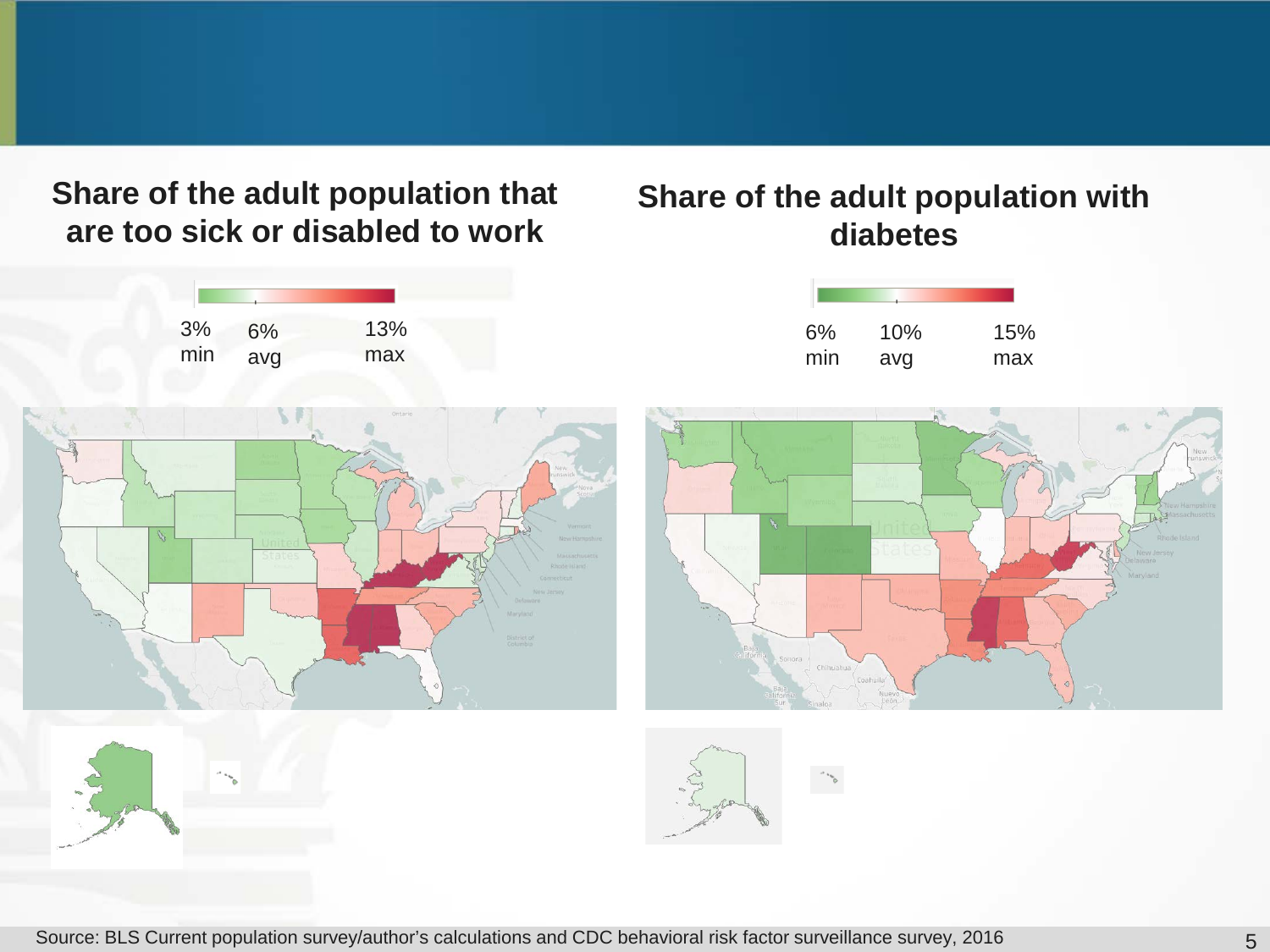## Share of the adult population that are too sick or disabled to work

3% min | 6% avg | 13% max

## Share of the adult population with diabetes

6% min | 10% avg | 15% max

Source: BLS Current population survey/author's calculations and CDC behavioral risk factor surveillance survey, 2016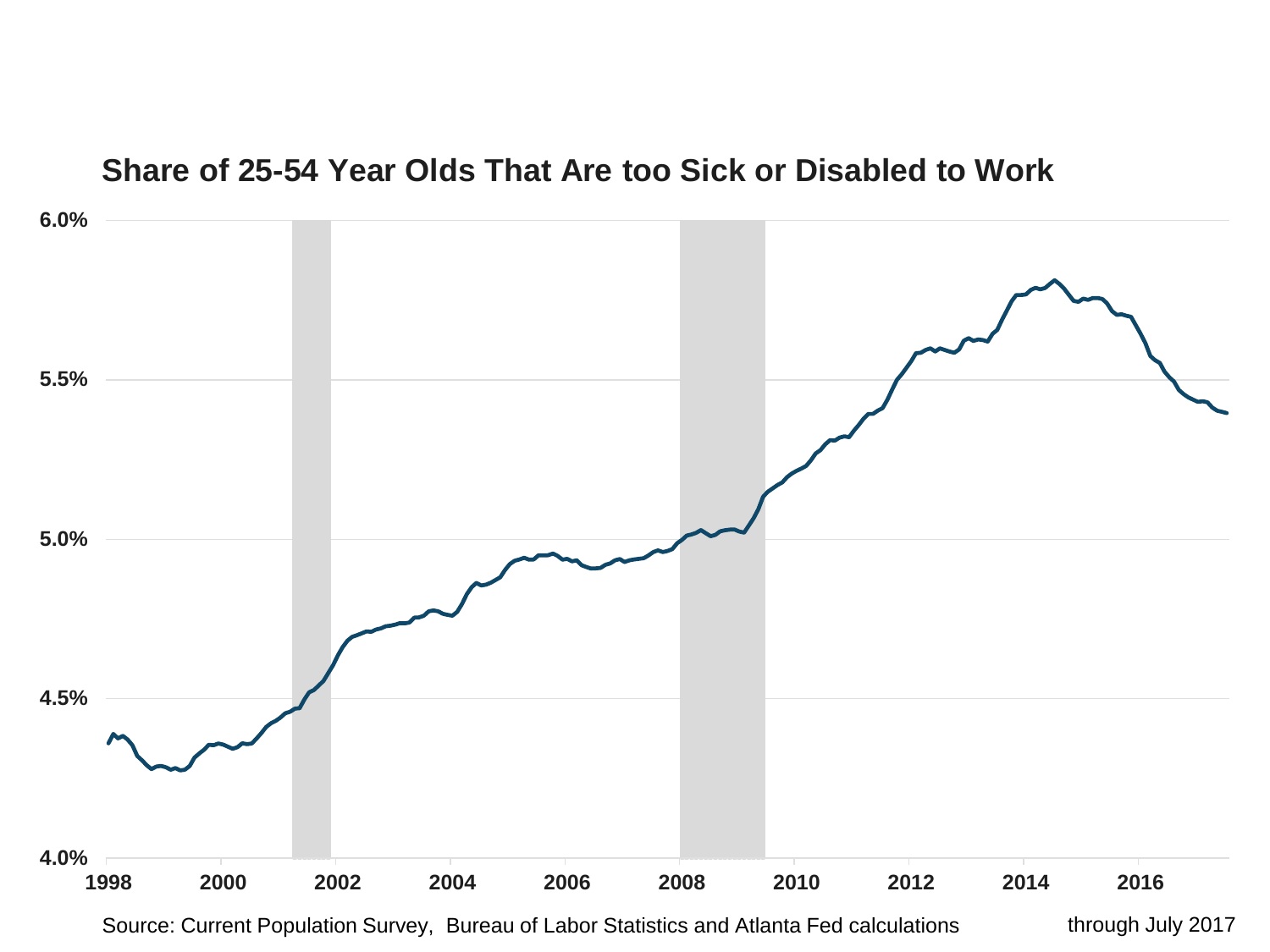## Share of 25-54 Year Olds That Are too Sick or Disabled to Work

6.0%

5.5%

5.0%

4.5%

4.0%

1998 2000 2002 2004 2006 2008 2010 2012 2014 2016

Source: Current Population Survey, Bureau of Labor Statistics and Atlanta Fed calculations

through July 2017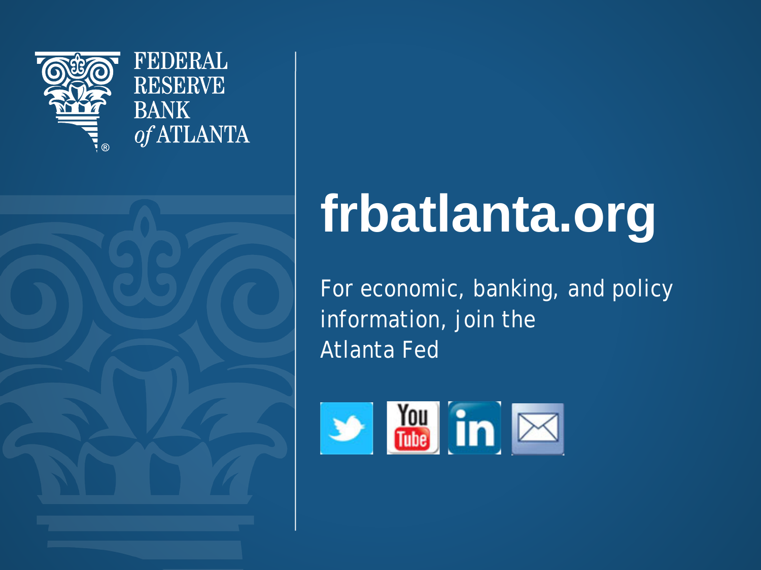FEDERAL RESERVE BANK of ATLANTA

# frbatlanta.org

For economic, banking, and policy information, join the Atlanta Fed